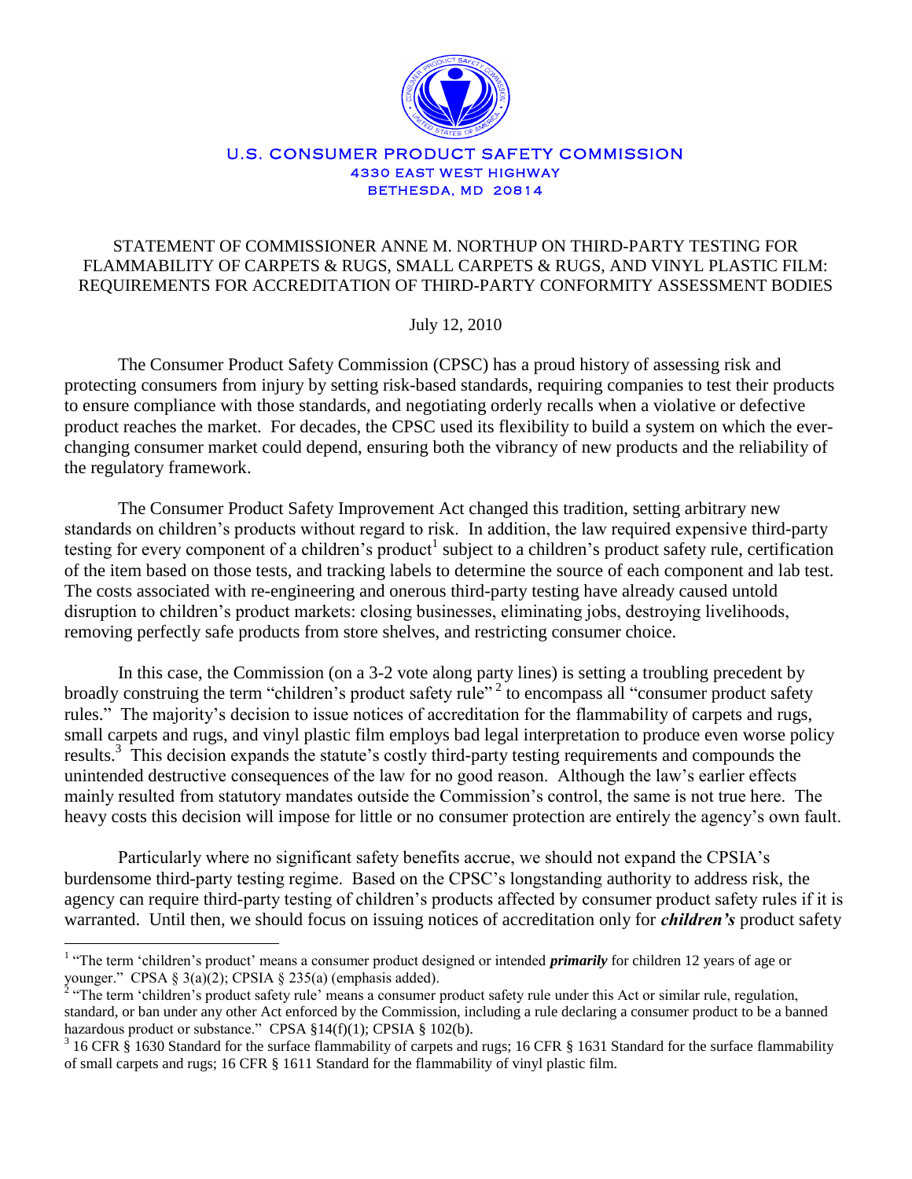U.S. CONSUMER PRODUCT SAFETY COMMISSION
4330 EAST WEST HIGHWAY
BETHESDA, MD 20814

# STATEMENT OF COMMISSIONER ANNE M. NORTHUP ON THIRD-PARTY TESTING FOR FLAMMABILITY OF CARPETS & RUGS, SMALL CARPETS & RUGS, AND VINYL PLASTIC FILM: REQUIREMENTS FOR ACCREDITATION OF THIRD-PARTY CONFORMITY ASSESSMENT BODIES

July 12, 2010

The Consumer Product Safety Commission (CPSC) has a proud history of assessing risk and protecting consumers from injury by setting risk-based standards, requiring companies to test their products to ensure compliance with those standards, and negotiating orderly recalls when a violative or defective product reaches the market. For decades, the CPSC used its flexibility to build a system on which the ever-changing consumer market could depend, ensuring both the vibrancy of new products and the reliability of the regulatory framework.

The Consumer Product Safety Improvement Act changed this tradition, setting arbitrary new standards on children's products without regard to risk. In addition, the law required expensive third-party testing for every component of a children's product[1] subject to a children's product safety rule, certification of the item based on those tests, and tracking labels to determine the source of each component and lab test. The costs associated with re-engineering and onerous third-party testing have already caused untold disruption to children's product markets: closing businesses, eliminating jobs, destroying livelihoods, removing perfectly safe products from store shelves, and restricting consumer choice.

In this case, the Commission (on a 3-2 vote along party lines) is setting a troubling precedent by broadly construing the term "children's product safety rule"[2] to encompass all "consumer product safety rules." The majority's decision to issue notices of accreditation for the flammability of carpets and rugs, small carpets and rugs, and vinyl plastic film employs bad legal interpretation to produce even worse policy results.[3] This decision expands the statute's costly third-party testing requirements and compounds the unintended destructive consequences of the law for no good reason. Although the law's earlier effects mainly resulted from statutory mandates outside the Commission's control, the same is not true here. The heavy costs this decision will impose for little or no consumer protection are entirely the agency's own fault.

Particularly where no significant safety benefits accrue, we should not expand the CPSIA's burdensome third-party testing regime. Based on the CPSC's longstanding authority to address risk, the agency can require third-party testing of children's products affected by consumer product safety rules if it is warranted. Until then, we should focus on issuing notices of accreditation only for ***children's*** product safety

---

[1] "The term 'children's product' means a consumer product designed or intended ***primarily*** for children 12 years of age or younger." CPSA § 3(a)(2); CPSIA § 235(a) (emphasis added).

[2] "The term 'children's product safety rule' means a consumer product safety rule under this Act or similar rule, regulation, standard, or ban under any other Act enforced by the Commission, including a rule declaring a consumer product to be a banned hazardous product or substance." CPSA §14(f)(1); CPSIA § 102(b).

[3] 16 CFR § 1630 Standard for the surface flammability of carpets and rugs; 16 CFR § 1631 Standard for the surface flammability of small carpets and rugs; 16 CFR § 1611 Standard for the flammability of vinyl plastic film.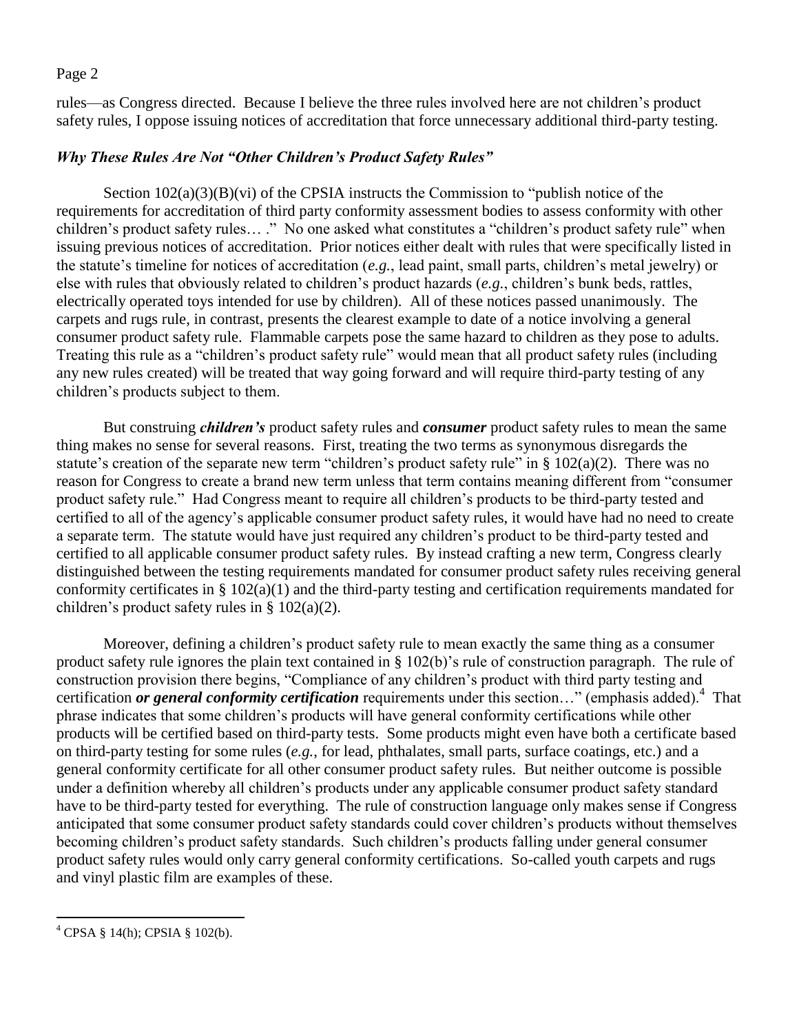rules—as Congress directed. Because I believe the three rules involved here are not children's product safety rules, I oppose issuing notices of accreditation that force unnecessary additional third-party testing.

### *Why These Rules Are Not "Other Children's Product Safety Rules"*

Section 102(a)(3)(B)(vi) of the CPSIA instructs the Commission to "publish notice of the requirements for accreditation of third party conformity assessment bodies to assess conformity with other children's product safety rules… ." No one asked what constitutes a "children's product safety rule" when issuing previous notices of accreditation. Prior notices either dealt with rules that were specifically listed in the statute's timeline for notices of accreditation (*e.g.*, lead paint, small parts, children's metal jewelry) or else with rules that obviously related to children's product hazards (*e.g.*, children's bunk beds, rattles, electrically operated toys intended for use by children). All of these notices passed unanimously. The carpets and rugs rule, in contrast, presents the clearest example to date of a notice involving a general consumer product safety rule. Flammable carpets pose the same hazard to children as they pose to adults. Treating this rule as a "children's product safety rule" would mean that all product safety rules (including any new rules created) will be treated that way going forward and will require third-party testing of any children's products subject to them.

But construing ***children's*** product safety rules and ***consumer*** product safety rules to mean the same thing makes no sense for several reasons. First, treating the two terms as synonymous disregards the statute's creation of the separate new term "children's product safety rule" in § 102(a)(2). There was no reason for Congress to create a brand new term unless that term contains meaning different from "consumer product safety rule." Had Congress meant to require all children's products to be third-party tested and certified to all of the agency's applicable consumer product safety rules, it would have had no need to create a separate term. The statute would have just required any children's product to be third-party tested and certified to all applicable consumer product safety rules. By instead crafting a new term, Congress clearly distinguished between the testing requirements mandated for consumer product safety rules receiving general conformity certificates in § 102(a)(1) and the third-party testing and certification requirements mandated for children's product safety rules in § 102(a)(2).

Moreover, defining a children's product safety rule to mean exactly the same thing as a consumer product safety rule ignores the plain text contained in § 102(b)'s rule of construction paragraph. The rule of construction provision there begins, "Compliance of any children's product with third party testing and certification ***or general conformity certification*** requirements under this section…" (emphasis added).[4] That phrase indicates that some children's products will have general conformity certifications while other products will be certified based on third-party tests. Some products might even have both a certificate based on third-party testing for some rules (*e.g.*, for lead, phthalates, small parts, surface coatings, etc.) and a general conformity certificate for all other consumer product safety rules. But neither outcome is possible under a definition whereby all children's products under any applicable consumer product safety standard have to be third-party tested for everything. The rule of construction language only makes sense if Congress anticipated that some consumer product safety standards could cover children's products without themselves becoming children's product safety standards. Such children's products falling under general consumer product safety rules would only carry general conformity certifications. So-called youth carpets and rugs and vinyl plastic film are examples of these.

---

[4] CPSA § 14(h); CPSIA § 102(b).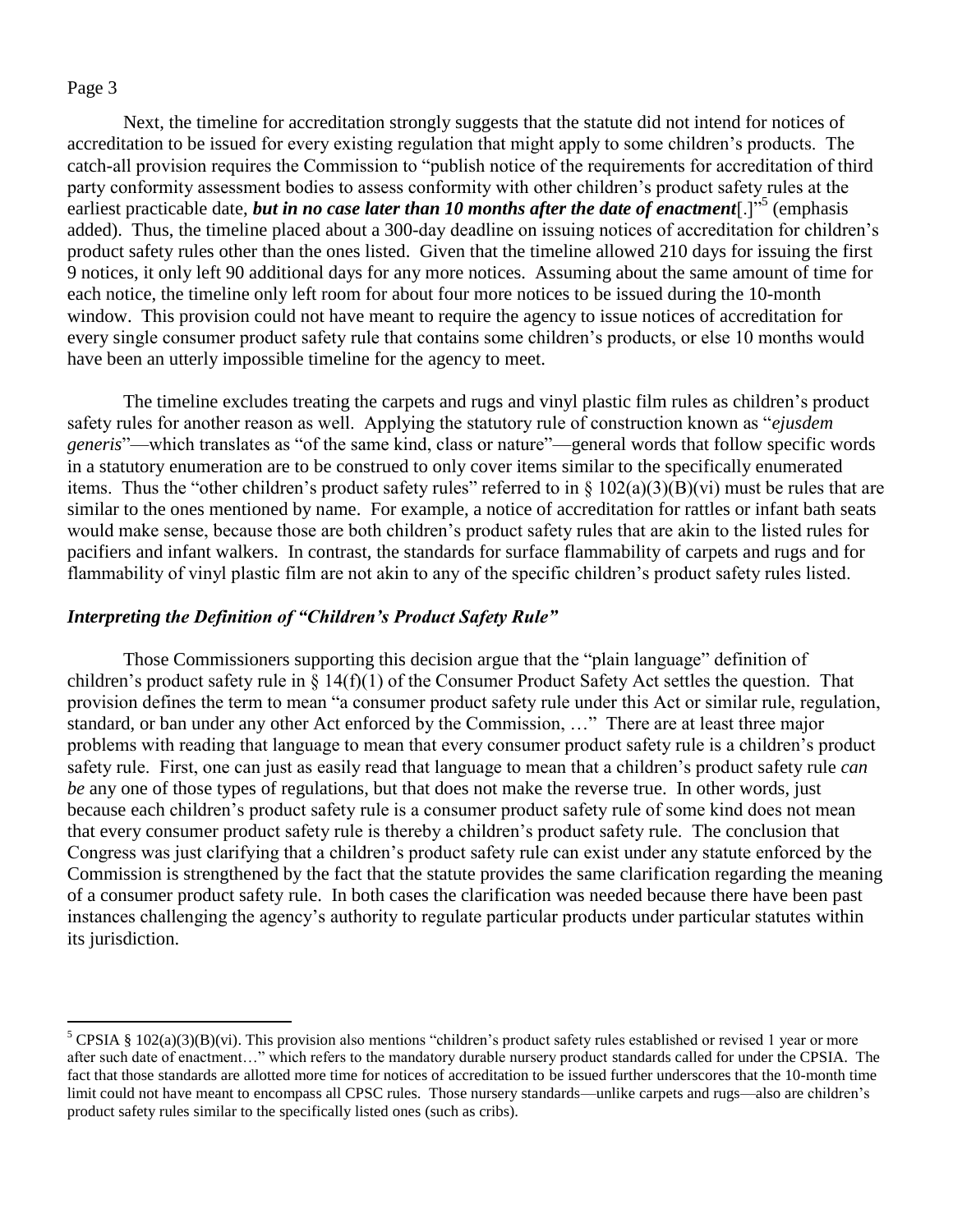Next, the timeline for accreditation strongly suggests that the statute did not intend for notices of accreditation to be issued for every existing regulation that might apply to some children's products. The catch-all provision requires the Commission to "publish notice of the requirements for accreditation of third party conformity assessment bodies to assess conformity with other children's product safety rules at the earliest practicable date, ***but in no case later than 10 months after the date of enactment***[.]"[5] (emphasis added). Thus, the timeline placed about a 300-day deadline on issuing notices of accreditation for children's product safety rules other than the ones listed. Given that the timeline allowed 210 days for issuing the first 9 notices, it only left 90 additional days for any more notices. Assuming about the same amount of time for each notice, the timeline only left room for about four more notices to be issued during the 10-month window. This provision could not have meant to require the agency to issue notices of accreditation for every single consumer product safety rule that contains some children's products, or else 10 months would have been an utterly impossible timeline for the agency to meet.

The timeline excludes treating the carpets and rugs and vinyl plastic film rules as children's product safety rules for another reason as well. Applying the statutory rule of construction known as "*ejusdem generis*"—which translates as "of the same kind, class or nature"—general words that follow specific words in a statutory enumeration are to be construed to only cover items similar to the specifically enumerated items. Thus the "other children's product safety rules" referred to in § 102(a)(3)(B)(vi) must be rules that are similar to the ones mentioned by name. For example, a notice of accreditation for rattles or infant bath seats would make sense, because those are both children's product safety rules that are akin to the listed rules for pacifiers and infant walkers. In contrast, the standards for surface flammability of carpets and rugs and for flammability of vinyl plastic film are not akin to any of the specific children's product safety rules listed.

### *Interpreting the Definition of "Children's Product Safety Rule"*

Those Commissioners supporting this decision argue that the "plain language" definition of children's product safety rule in § 14(f)(1) of the Consumer Product Safety Act settles the question. That provision defines the term to mean "a consumer product safety rule under this Act or similar rule, regulation, standard, or ban under any other Act enforced by the Commission, …" There are at least three major problems with reading that language to mean that every consumer product safety rule is a children's product safety rule. First, one can just as easily read that language to mean that a children's product safety rule *can be* any one of those types of regulations, but that does not make the reverse true. In other words, just because each children's product safety rule is a consumer product safety rule of some kind does not mean that every consumer product safety rule is thereby a children's product safety rule. The conclusion that Congress was just clarifying that a children's product safety rule can exist under any statute enforced by the Commission is strengthened by the fact that the statute provides the same clarification regarding the meaning of a consumer product safety rule. In both cases the clarification was needed because there have been past instances challenging the agency's authority to regulate particular products under particular statutes within its jurisdiction.

---

[5] CPSIA § 102(a)(3)(B)(vi). This provision also mentions "children's product safety rules established or revised 1 year or more after such date of enactment…" which refers to the mandatory durable nursery product standards called for under the CPSIA. The fact that those standards are allotted more time for notices of accreditation to be issued further underscores that the 10-month time limit could not have meant to encompass all CPSC rules. Those nursery standards—unlike carpets and rugs—also are children's product safety rules similar to the specifically listed ones (such as cribs).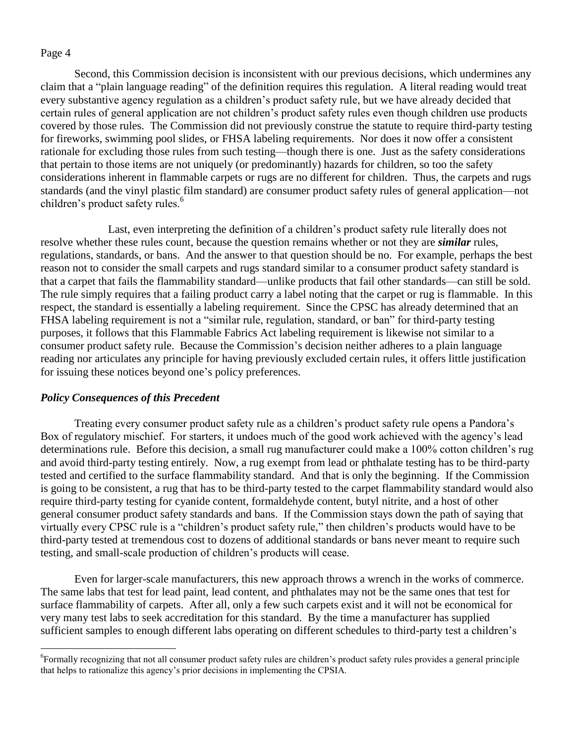Second, this Commission decision is inconsistent with our previous decisions, which undermines any claim that a "plain language reading" of the definition requires this regulation. A literal reading would treat every substantive agency regulation as a children's product safety rule, but we have already decided that certain rules of general application are not children's product safety rules even though children use products covered by those rules. The Commission did not previously construe the statute to require third-party testing for fireworks, swimming pool slides, or FHSA labeling requirements. Nor does it now offer a consistent rationale for excluding those rules from such testing—though there is one. Just as the safety considerations that pertain to those items are not uniquely (or predominantly) hazards for children, so too the safety considerations inherent in flammable carpets or rugs are no different for children. Thus, the carpets and rugs standards (and the vinyl plastic film standard) are consumer product safety rules of general application—not children's product safety rules.[6]

Last, even interpreting the definition of a children's product safety rule literally does not resolve whether these rules count, because the question remains whether or not they are ***similar*** rules, regulations, standards, or bans. And the answer to that question should be no. For example, perhaps the best reason not to consider the small carpets and rugs standard similar to a consumer product safety standard is that a carpet that fails the flammability standard—unlike products that fail other standards—can still be sold. The rule simply requires that a failing product carry a label noting that the carpet or rug is flammable. In this respect, the standard is essentially a labeling requirement. Since the CPSC has already determined that an FHSA labeling requirement is not a "similar rule, regulation, standard, or ban" for third-party testing purposes, it follows that this Flammable Fabrics Act labeling requirement is likewise not similar to a consumer product safety rule. Because the Commission's decision neither adheres to a plain language reading nor articulates any principle for having previously excluded certain rules, it offers little justification for issuing these notices beyond one's policy preferences.

***Policy Consequences of this Precedent***

Treating every consumer product safety rule as a children's product safety rule opens a Pandora's Box of regulatory mischief. For starters, it undoes much of the good work achieved with the agency's lead determinations rule. Before this decision, a small rug manufacturer could make a 100% cotton children's rug and avoid third-party testing entirely. Now, a rug exempt from lead or phthalate testing has to be third-party tested and certified to the surface flammability standard. And that is only the beginning. If the Commission is going to be consistent, a rug that has to be third-party tested to the carpet flammability standard would also require third-party testing for cyanide content, formaldehyde content, butyl nitrite, and a host of other general consumer product safety standards and bans. If the Commission stays down the path of saying that virtually every CPSC rule is a "children's product safety rule," then children's products would have to be third-party tested at tremendous cost to dozens of additional standards or bans never meant to require such testing, and small-scale production of children's products will cease.

Even for larger-scale manufacturers, this new approach throws a wrench in the works of commerce. The same labs that test for lead paint, lead content, and phthalates may not be the same ones that test for surface flammability of carpets. After all, only a few such carpets exist and it will not be economical for very many test labs to seek accreditation for this standard. By the time a manufacturer has supplied sufficient samples to enough different labs operating on different schedules to third-party test a children's

[6] Formally recognizing that not all consumer product safety rules are children's product safety rules provides a general principle that helps to rationalize this agency's prior decisions in implementing the CPSIA.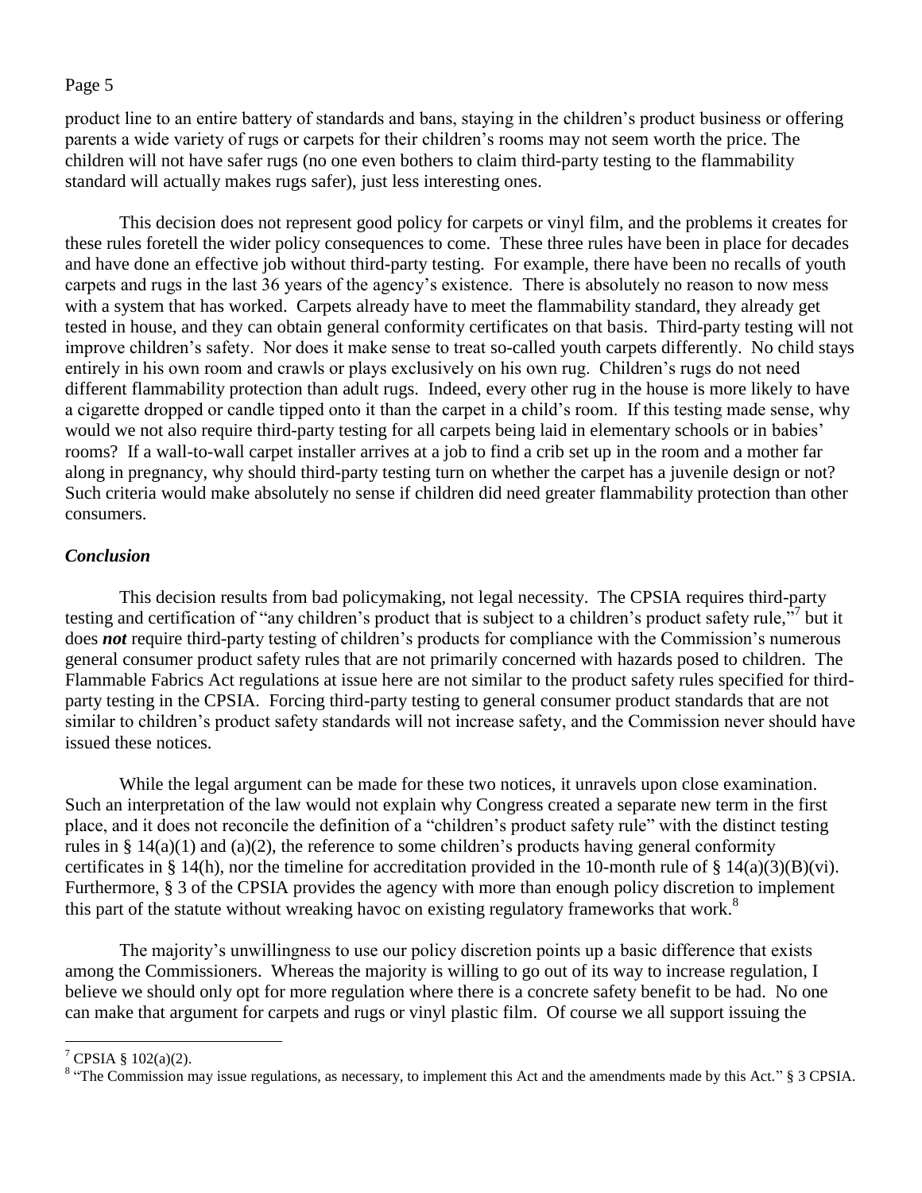product line to an entire battery of standards and bans, staying in the children's product business or offering parents a wide variety of rugs or carpets for their children's rooms may not seem worth the price. The children will not have safer rugs (no one even bothers to claim third-party testing to the flammability standard will actually makes rugs safer), just less interesting ones.

This decision does not represent good policy for carpets or vinyl film, and the problems it creates for these rules foretell the wider policy consequences to come. These three rules have been in place for decades and have done an effective job without third-party testing. For example, there have been no recalls of youth carpets and rugs in the last 36 years of the agency's existence. There is absolutely no reason to now mess with a system that has worked. Carpets already have to meet the flammability standard, they already get tested in house, and they can obtain general conformity certificates on that basis. Third-party testing will not improve children's safety. Nor does it make sense to treat so-called youth carpets differently. No child stays entirely in his own room and crawls or plays exclusively on his own rug. Children's rugs do not need different flammability protection than adult rugs. Indeed, every other rug in the house is more likely to have a cigarette dropped or candle tipped onto it than the carpet in a child's room. If this testing made sense, why would we not also require third-party testing for all carpets being laid in elementary schools or in babies' rooms? If a wall-to-wall carpet installer arrives at a job to find a crib set up in the room and a mother far along in pregnancy, why should third-party testing turn on whether the carpet has a juvenile design or not? Such criteria would make absolutely no sense if children did need greater flammability protection than other consumers.

### *Conclusion*

This decision results from bad policymaking, not legal necessity. The CPSIA requires third-party testing and certification of "any children's product that is subject to a children's product safety rule,"[7] but it does ***not*** require third-party testing of children's products for compliance with the Commission's numerous general consumer product safety rules that are not primarily concerned with hazards posed to children. The Flammable Fabrics Act regulations at issue here are not similar to the product safety rules specified for third-party testing in the CPSIA. Forcing third-party testing to general consumer product standards that are not similar to children's product safety standards will not increase safety, and the Commission never should have issued these notices.

While the legal argument can be made for these two notices, it unravels upon close examination. Such an interpretation of the law would not explain why Congress created a separate new term in the first place, and it does not reconcile the definition of a "children's product safety rule" with the distinct testing rules in § 14(a)(1) and (a)(2), the reference to some children's products having general conformity certificates in § 14(h), nor the timeline for accreditation provided in the 10-month rule of § 14(a)(3)(B)(vi). Furthermore, § 3 of the CPSIA provides the agency with more than enough policy discretion to implement this part of the statute without wreaking havoc on existing regulatory frameworks that work.[8]

The majority's unwillingness to use our policy discretion points up a basic difference that exists among the Commissioners. Whereas the majority is willing to go out of its way to increase regulation, I believe we should only opt for more regulation where there is a concrete safety benefit to be had. No one can make that argument for carpets and rugs or vinyl plastic film. Of course we all support issuing the

---

[7] CPSIA § 102(a)(2).

[8] "The Commission may issue regulations, as necessary, to implement this Act and the amendments made by this Act." § 3 CPSIA.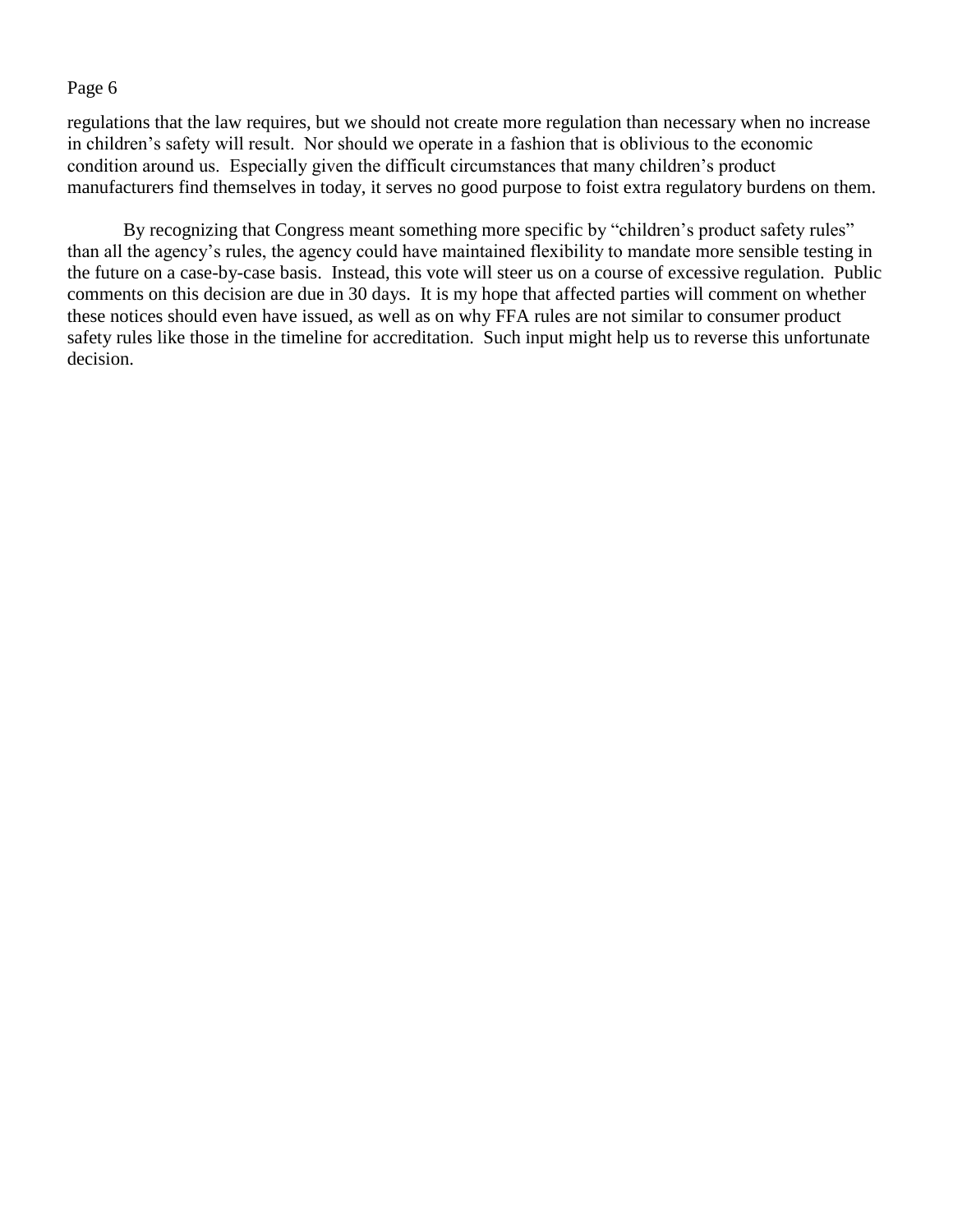regulations that the law requires, but we should not create more regulation than necessary when no increase in children's safety will result. Nor should we operate in a fashion that is oblivious to the economic condition around us. Especially given the difficult circumstances that many children's product manufacturers find themselves in today, it serves no good purpose to foist extra regulatory burdens on them.

By recognizing that Congress meant something more specific by "children's product safety rules" than all the agency's rules, the agency could have maintained flexibility to mandate more sensible testing in the future on a case-by-case basis. Instead, this vote will steer us on a course of excessive regulation. Public comments on this decision are due in 30 days. It is my hope that affected parties will comment on whether these notices should even have issued, as well as on why FFA rules are not similar to consumer product safety rules like those in the timeline for accreditation. Such input might help us to reverse this unfortunate decision.